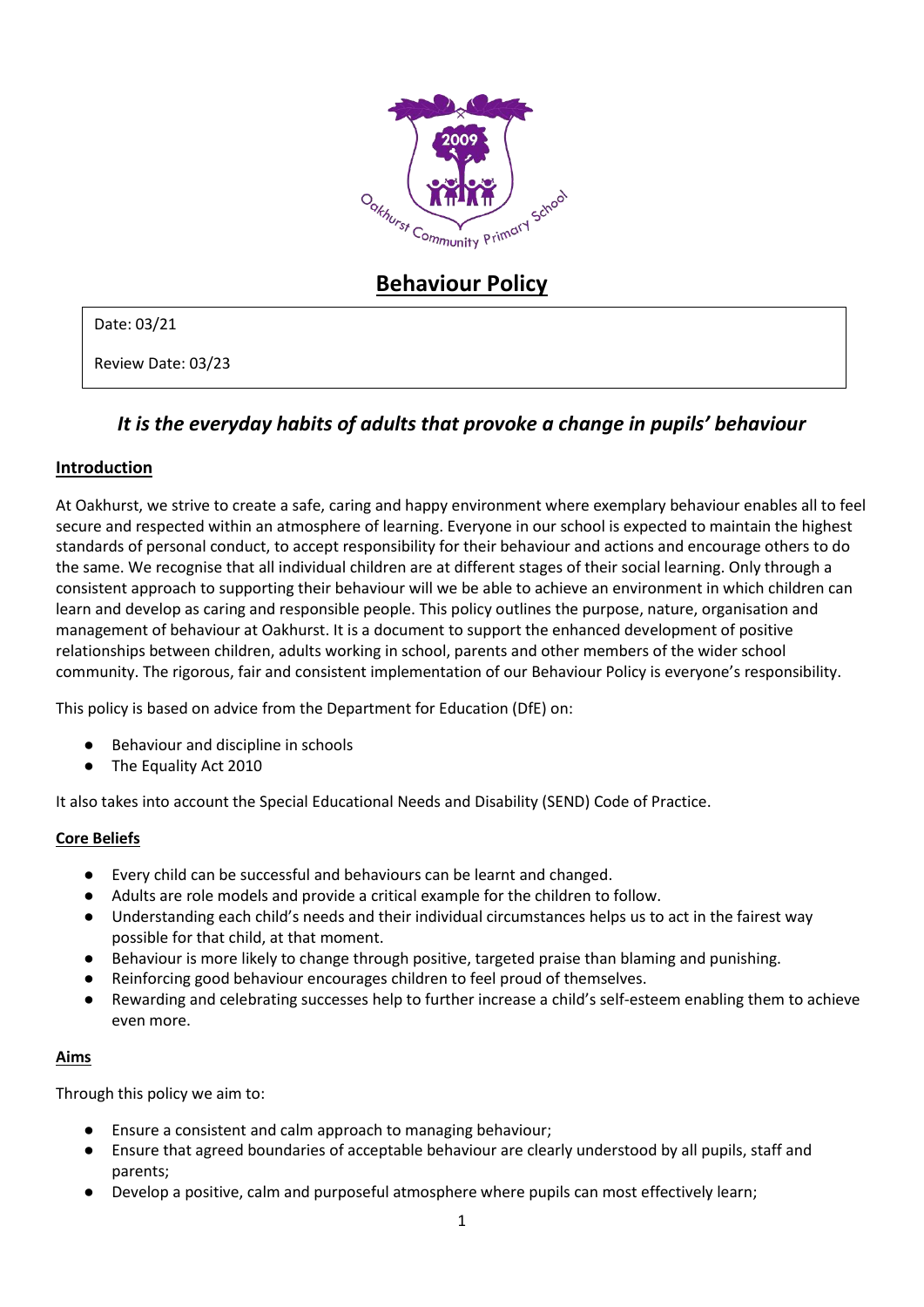# Behaviour Policy

Date: 03/21

Review Date: 03/23

***It is the everyday habits of adults that provoke a change in pupils' behaviour***

## Introduction

At Oakhurst, we strive to create a safe, caring and happy environment where exemplary behaviour enables all to feel secure and respected within an atmosphere of learning. Everyone in our school is expected to maintain the highest standards of personal conduct, to accept responsibility for their behaviour and actions and encourage others to do the same. We recognise that all individual children are at different stages of their social learning. Only through a consistent approach to supporting their behaviour will we be able to achieve an environment in which children can learn and develop as caring and responsible people. This policy outlines the purpose, nature, organisation and management of behaviour at Oakhurst. It is a document to support the enhanced development of positive relationships between children, adults working in school, parents and other members of the wider school community. The rigorous, fair and consistent implementation of our Behaviour Policy is everyone's responsibility.

This policy is based on advice from the Department for Education (DfE) on:

- Behaviour and discipline in schools
- The Equality Act 2010

It also takes into account the Special Educational Needs and Disability (SEND) Code of Practice.

## Core Beliefs

- Every child can be successful and behaviours can be learnt and changed.
- Adults are role models and provide a critical example for the children to follow.
- Understanding each child's needs and their individual circumstances helps us to act in the fairest way possible for that child, at that moment.
- Behaviour is more likely to change through positive, targeted praise than blaming and punishing.
- Reinforcing good behaviour encourages children to feel proud of themselves.
- Rewarding and celebrating successes help to further increase a child's self-esteem enabling them to achieve even more.

## Aims

Through this policy we aim to:

- Ensure a consistent and calm approach to managing behaviour;
- Ensure that agreed boundaries of acceptable behaviour are clearly understood by all pupils, staff and parents;
- Develop a positive, calm and purposeful atmosphere where pupils can most effectively learn;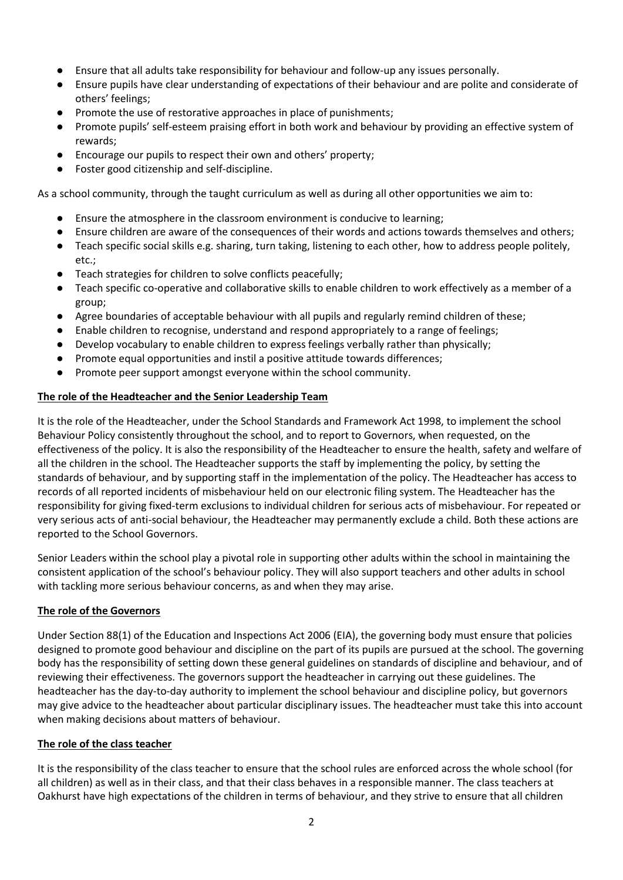- Ensure that all adults take responsibility for behaviour and follow-up any issues personally.
- Ensure pupils have clear understanding of expectations of their behaviour and are polite and considerate of others' feelings;
- Promote the use of restorative approaches in place of punishments;
- Promote pupils' self-esteem praising effort in both work and behaviour by providing an effective system of rewards;
- Encourage our pupils to respect their own and others' property;
- Foster good citizenship and self-discipline.

As a school community, through the taught curriculum as well as during all other opportunities we aim to:

- Ensure the atmosphere in the classroom environment is conducive to learning;
- Ensure children are aware of the consequences of their words and actions towards themselves and others;
- Teach specific social skills e.g. sharing, turn taking, listening to each other, how to address people politely, etc.;
- Teach strategies for children to solve conflicts peacefully;
- Teach specific co-operative and collaborative skills to enable children to work effectively as a member of a group;
- Agree boundaries of acceptable behaviour with all pupils and regularly remind children of these;
- Enable children to recognise, understand and respond appropriately to a range of feelings;
- Develop vocabulary to enable children to express feelings verbally rather than physically;
- Promote equal opportunities and instil a positive attitude towards differences;
- Promote peer support amongst everyone within the school community.

**The role of the Headteacher and the Senior Leadership Team**

It is the role of the Headteacher, under the School Standards and Framework Act 1998, to implement the school Behaviour Policy consistently throughout the school, and to report to Governors, when requested, on the effectiveness of the policy. It is also the responsibility of the Headteacher to ensure the health, safety and welfare of all the children in the school. The Headteacher supports the staff by implementing the policy, by setting the standards of behaviour, and by supporting staff in the implementation of the policy. The Headteacher has access to records of all reported incidents of misbehaviour held on our electronic filing system. The Headteacher has the responsibility for giving fixed-term exclusions to individual children for serious acts of misbehaviour. For repeated or very serious acts of anti-social behaviour, the Headteacher may permanently exclude a child. Both these actions are reported to the School Governors.

Senior Leaders within the school play a pivotal role in supporting other adults within the school in maintaining the consistent application of the school's behaviour policy. They will also support teachers and other adults in school with tackling more serious behaviour concerns, as and when they may arise.

**The role of the Governors**

Under Section 88(1) of the Education and Inspections Act 2006 (EIA), the governing body must ensure that policies designed to promote good behaviour and discipline on the part of its pupils are pursued at the school. The governing body has the responsibility of setting down these general guidelines on standards of discipline and behaviour, and of reviewing their effectiveness. The governors support the headteacher in carrying out these guidelines. The headteacher has the day-to-day authority to implement the school behaviour and discipline policy, but governors may give advice to the headteacher about particular disciplinary issues. The headteacher must take this into account when making decisions about matters of behaviour.

**The role of the class teacher**

It is the responsibility of the class teacher to ensure that the school rules are enforced across the whole school (for all children) as well as in their class, and that their class behaves in a responsible manner. The class teachers at Oakhurst have high expectations of the children in terms of behaviour, and they strive to ensure that all children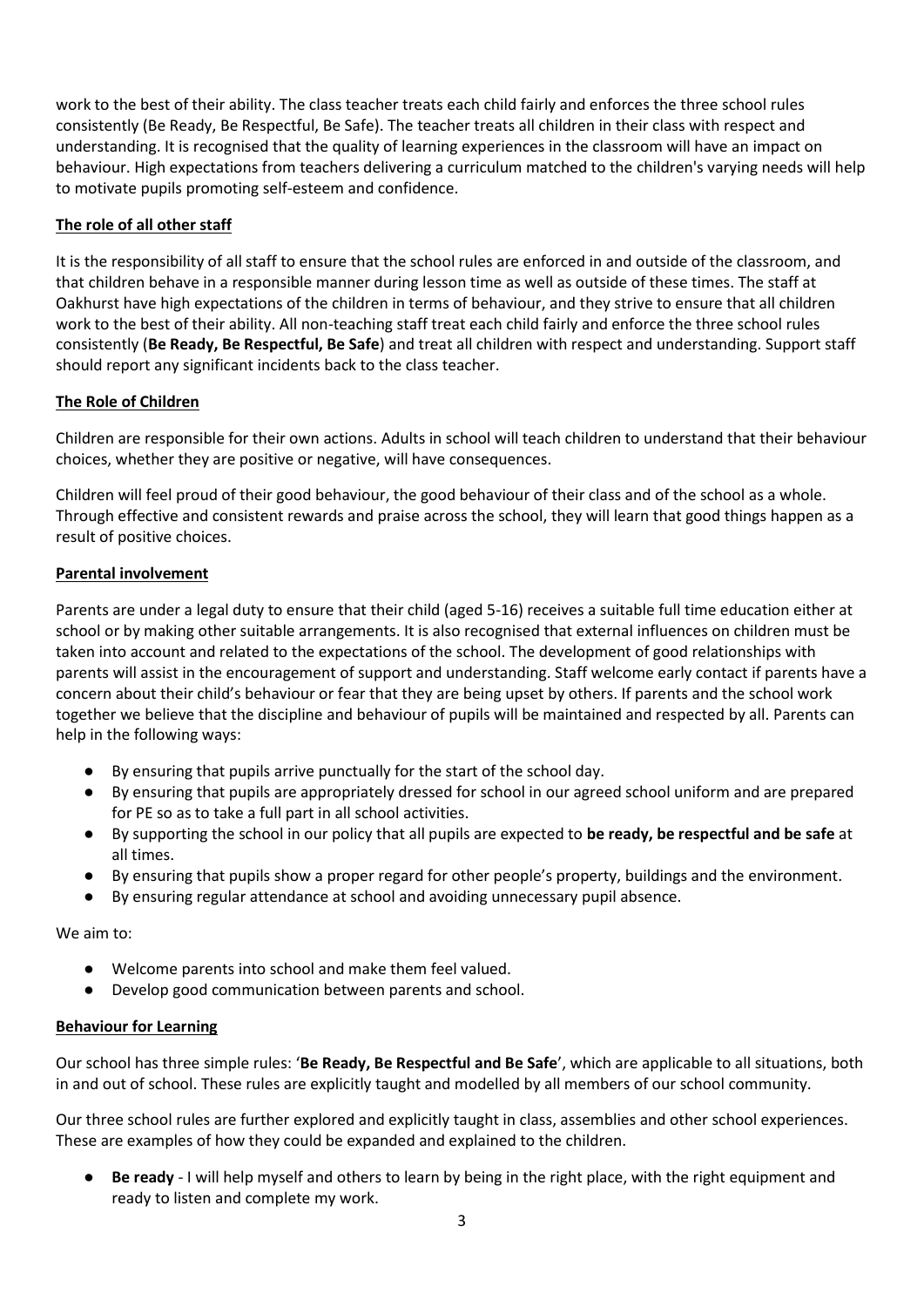work to the best of their ability. The class teacher treats each child fairly and enforces the three school rules consistently (Be Ready, Be Respectful, Be Safe). The teacher treats all children in their class with respect and understanding. It is recognised that the quality of learning experiences in the classroom will have an impact on behaviour. High expectations from teachers delivering a curriculum matched to the children's varying needs will help to motivate pupils promoting self-esteem and confidence.

**The role of all other staff**

It is the responsibility of all staff to ensure that the school rules are enforced in and outside of the classroom, and that children behave in a responsible manner during lesson time as well as outside of these times. The staff at Oakhurst have high expectations of the children in terms of behaviour, and they strive to ensure that all children work to the best of their ability. All non-teaching staff treat each child fairly and enforce the three school rules consistently (**Be Ready, Be Respectful, Be Safe**) and treat all children with respect and understanding. Support staff should report any significant incidents back to the class teacher.

**The Role of Children**

Children are responsible for their own actions. Adults in school will teach children to understand that their behaviour choices, whether they are positive or negative, will have consequences.

Children will feel proud of their good behaviour, the good behaviour of their class and of the school as a whole. Through effective and consistent rewards and praise across the school, they will learn that good things happen as a result of positive choices.

**Parental involvement**

Parents are under a legal duty to ensure that their child (aged 5-16) receives a suitable full time education either at school or by making other suitable arrangements. It is also recognised that external influences on children must be taken into account and related to the expectations of the school. The development of good relationships with parents will assist in the encouragement of support and understanding. Staff welcome early contact if parents have a concern about their child's behaviour or fear that they are being upset by others. If parents and the school work together we believe that the discipline and behaviour of pupils will be maintained and respected by all. Parents can help in the following ways:

- By ensuring that pupils arrive punctually for the start of the school day.
- By ensuring that pupils are appropriately dressed for school in our agreed school uniform and are prepared for PE so as to take a full part in all school activities.
- By supporting the school in our policy that all pupils are expected to **be ready, be respectful and be safe** at all times.
- By ensuring that pupils show a proper regard for other people's property, buildings and the environment.
- By ensuring regular attendance at school and avoiding unnecessary pupil absence.

We aim to:

- Welcome parents into school and make them feel valued.
- Develop good communication between parents and school.

**Behaviour for Learning**

Our school has three simple rules: '**Be Ready, Be Respectful and Be Safe**', which are applicable to all situations, both in and out of school. These rules are explicitly taught and modelled by all members of our school community.

Our three school rules are further explored and explicitly taught in class, assemblies and other school experiences. These are examples of how they could be expanded and explained to the children.

- **Be ready** - I will help myself and others to learn by being in the right place, with the right equipment and ready to listen and complete my work.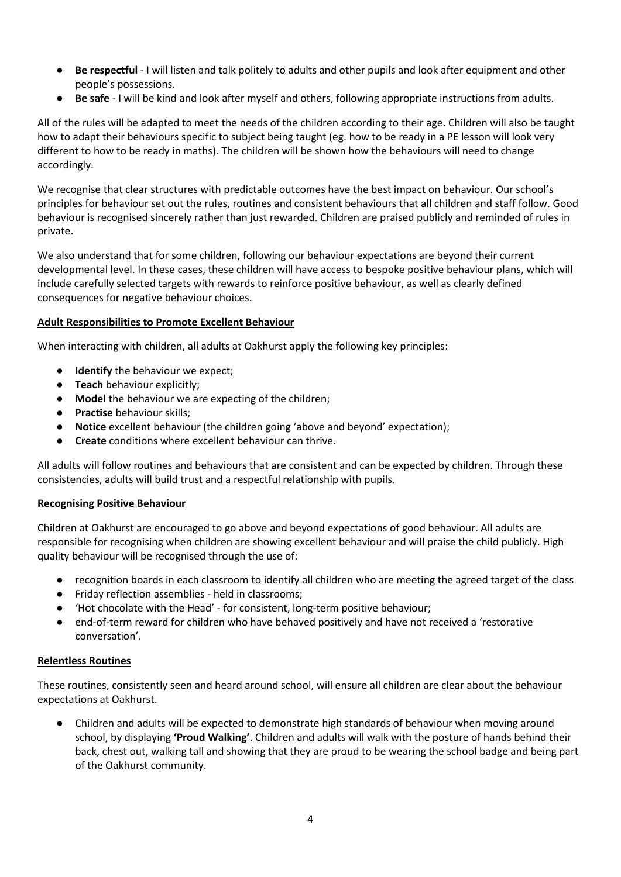- **Be respectful** - I will listen and talk politely to adults and other pupils and look after equipment and other people's possessions.
- **Be safe** - I will be kind and look after myself and others, following appropriate instructions from adults.

All of the rules will be adapted to meet the needs of the children according to their age. Children will also be taught how to adapt their behaviours specific to subject being taught (eg. how to be ready in a PE lesson will look very different to how to be ready in maths). The children will be shown how the behaviours will need to change accordingly.

We recognise that clear structures with predictable outcomes have the best impact on behaviour. Our school's principles for behaviour set out the rules, routines and consistent behaviours that all children and staff follow. Good behaviour is recognised sincerely rather than just rewarded. Children are praised publicly and reminded of rules in private.

We also understand that for some children, following our behaviour expectations are beyond their current developmental level. In these cases, these children will have access to bespoke positive behaviour plans, which will include carefully selected targets with rewards to reinforce positive behaviour, as well as clearly defined consequences for negative behaviour choices.

## Adult Responsibilities to Promote Excellent Behaviour

When interacting with children, all adults at Oakhurst apply the following key principles:

- **Identify** the behaviour we expect;
- **Teach** behaviour explicitly;
- **Model** the behaviour we are expecting of the children;
- **Practise** behaviour skills;
- **Notice** excellent behaviour (the children going 'above and beyond' expectation);
- **Create** conditions where excellent behaviour can thrive.

All adults will follow routines and behaviours that are consistent and can be expected by children. Through these consistencies, adults will build trust and a respectful relationship with pupils.

## Recognising Positive Behaviour

Children at Oakhurst are encouraged to go above and beyond expectations of good behaviour. All adults are responsible for recognising when children are showing excellent behaviour and will praise the child publicly. High quality behaviour will be recognised through the use of:

- recognition boards in each classroom to identify all children who are meeting the agreed target of the class
- Friday reflection assemblies - held in classrooms;
- 'Hot chocolate with the Head' - for consistent, long-term positive behaviour;
- end-of-term reward for children who have behaved positively and have not received a 'restorative conversation'.

## Relentless Routines

These routines, consistently seen and heard around school, will ensure all children are clear about the behaviour expectations at Oakhurst.

- Children and adults will be expected to demonstrate high standards of behaviour when moving around school, by displaying **'Proud Walking'**. Children and adults will walk with the posture of hands behind their back, chest out, walking tall and showing that they are proud to be wearing the school badge and being part of the Oakhurst community.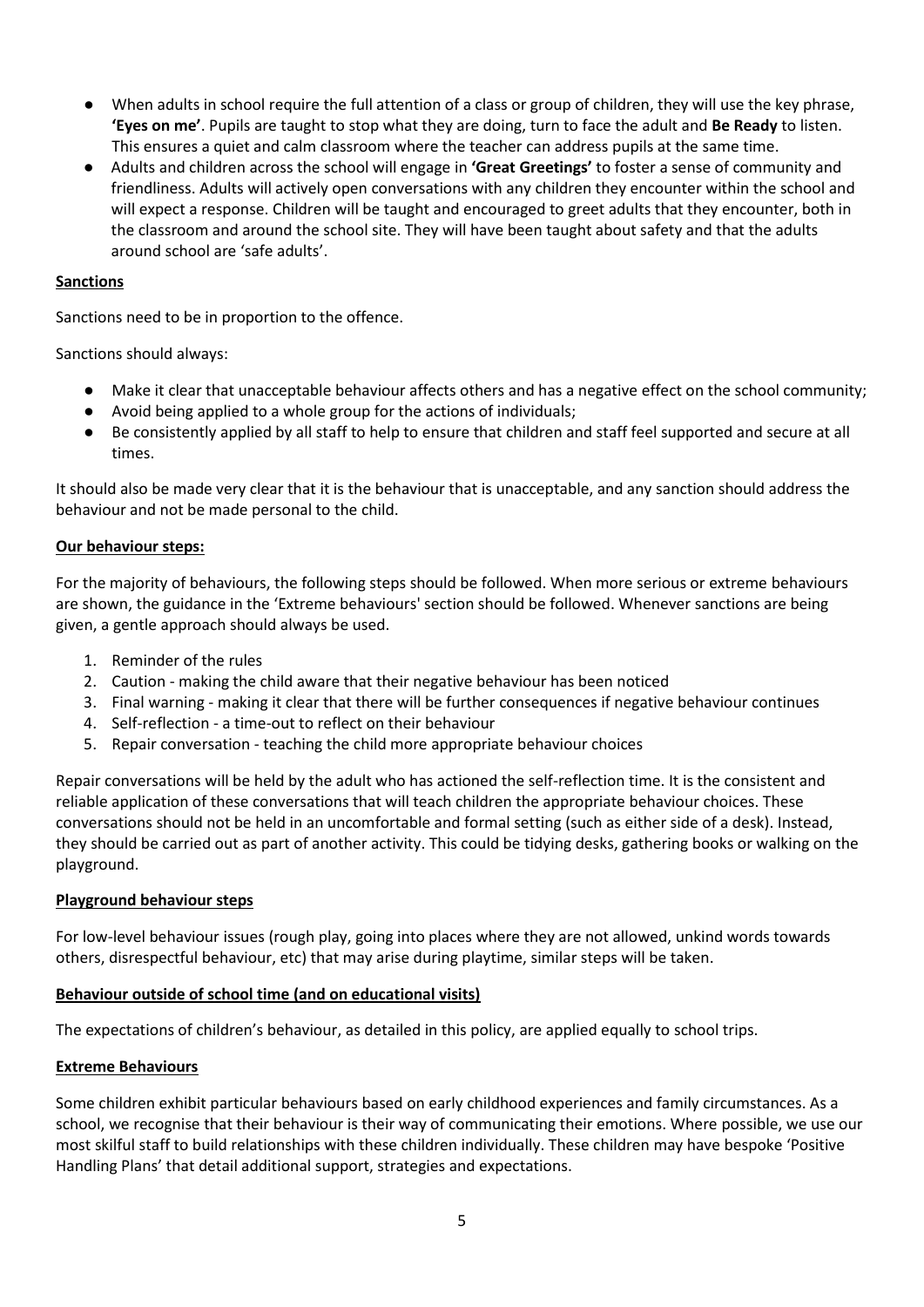- When adults in school require the full attention of a class or group of children, they will use the key phrase, **'Eyes on me'**. Pupils are taught to stop what they are doing, turn to face the adult and **Be Ready** to listen. This ensures a quiet and calm classroom where the teacher can address pupils at the same time.
- Adults and children across the school will engage in **'Great Greetings'** to foster a sense of community and friendliness. Adults will actively open conversations with any children they encounter within the school and will expect a response. Children will be taught and encouraged to greet adults that they encounter, both in the classroom and around the school site. They will have been taught about safety and that the adults around school are 'safe adults'.

**Sanctions**

Sanctions need to be in proportion to the offence.

Sanctions should always:

- Make it clear that unacceptable behaviour affects others and has a negative effect on the school community;
- Avoid being applied to a whole group for the actions of individuals;
- Be consistently applied by all staff to help to ensure that children and staff feel supported and secure at all times.

It should also be made very clear that it is the behaviour that is unacceptable, and any sanction should address the behaviour and not be made personal to the child.

**Our behaviour steps:**

For the majority of behaviours, the following steps should be followed. When more serious or extreme behaviours are shown, the guidance in the 'Extreme behaviours' section should be followed. Whenever sanctions are being given, a gentle approach should always be used.

1. Reminder of the rules
2. Caution - making the child aware that their negative behaviour has been noticed
3. Final warning - making it clear that there will be further consequences if negative behaviour continues
4. Self-reflection - a time-out to reflect on their behaviour
5. Repair conversation - teaching the child more appropriate behaviour choices

Repair conversations will be held by the adult who has actioned the self-reflection time. It is the consistent and reliable application of these conversations that will teach children the appropriate behaviour choices. These conversations should not be held in an uncomfortable and formal setting (such as either side of a desk). Instead, they should be carried out as part of another activity. This could be tidying desks, gathering books or walking on the playground.

**Playground behaviour steps**

For low-level behaviour issues (rough play, going into places where they are not allowed, unkind words towards others, disrespectful behaviour, etc) that may arise during playtime, similar steps will be taken.

**Behaviour outside of school time (and on educational visits)**

The expectations of children's behaviour, as detailed in this policy, are applied equally to school trips.

**Extreme Behaviours**

Some children exhibit particular behaviours based on early childhood experiences and family circumstances. As a school, we recognise that their behaviour is their way of communicating their emotions. Where possible, we use our most skilful staff to build relationships with these children individually. These children may have bespoke 'Positive Handling Plans' that detail additional support, strategies and expectations.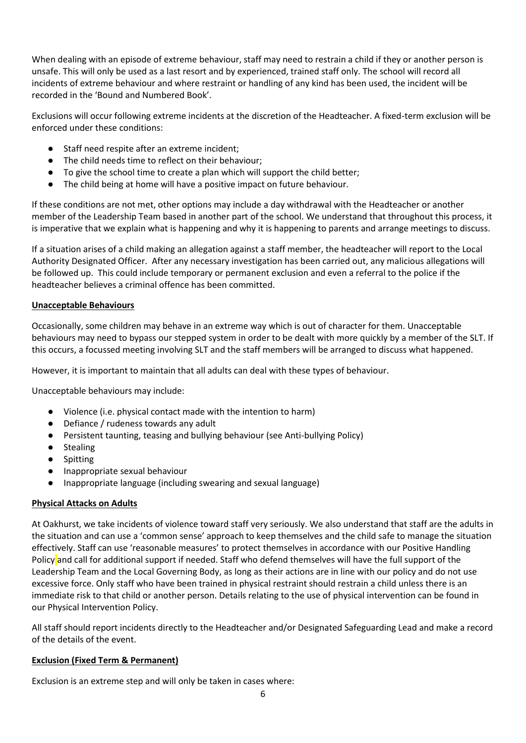When dealing with an episode of extreme behaviour, staff may need to restrain a child if they or another person is unsafe. This will only be used as a last resort and by experienced, trained staff only. The school will record all incidents of extreme behaviour and where restraint or handling of any kind has been used, the incident will be recorded in the 'Bound and Numbered Book'.

Exclusions will occur following extreme incidents at the discretion of the Headteacher. A fixed-term exclusion will be enforced under these conditions:

- Staff need respite after an extreme incident;
- The child needs time to reflect on their behaviour;
- To give the school time to create a plan which will support the child better;
- The child being at home will have a positive impact on future behaviour.

If these conditions are not met, other options may include a day withdrawal with the Headteacher or another member of the Leadership Team based in another part of the school. We understand that throughout this process, it is imperative that we explain what is happening and why it is happening to parents and arrange meetings to discuss.

If a situation arises of a child making an allegation against a staff member, the headteacher will report to the Local Authority Designated Officer. After any necessary investigation has been carried out, any malicious allegations will be followed up. This could include temporary or permanent exclusion and even a referral to the police if the headteacher believes a criminal offence has been committed.

**Unacceptable Behaviours**

Occasionally, some children may behave in an extreme way which is out of character for them. Unacceptable behaviours may need to bypass our stepped system in order to be dealt with more quickly by a member of the SLT. If this occurs, a focussed meeting involving SLT and the staff members will be arranged to discuss what happened.

However, it is important to maintain that all adults can deal with these types of behaviour.

Unacceptable behaviours may include:

- Violence (i.e. physical contact made with the intention to harm)
- Defiance / rudeness towards any adult
- Persistent taunting, teasing and bullying behaviour (see Anti-bullying Policy)
- Stealing
- Spitting
- Inappropriate sexual behaviour
- Inappropriate language (including swearing and sexual language)

**Physical Attacks on Adults**

At Oakhurst, we take incidents of violence toward staff very seriously. We also understand that staff are the adults in the situation and can use a 'common sense' approach to keep themselves and the child safe to manage the situation effectively. Staff can use 'reasonable measures' to protect themselves in accordance with our Positive Handling Policy and call for additional support if needed. Staff who defend themselves will have the full support of the Leadership Team and the Local Governing Body, as long as their actions are in line with our policy and do not use excessive force. Only staff who have been trained in physical restraint should restrain a child unless there is an immediate risk to that child or another person. Details relating to the use of physical intervention can be found in our Physical Intervention Policy.

All staff should report incidents directly to the Headteacher and/or Designated Safeguarding Lead and make a record of the details of the event.

**Exclusion (Fixed Term & Permanent)**

Exclusion is an extreme step and will only be taken in cases where: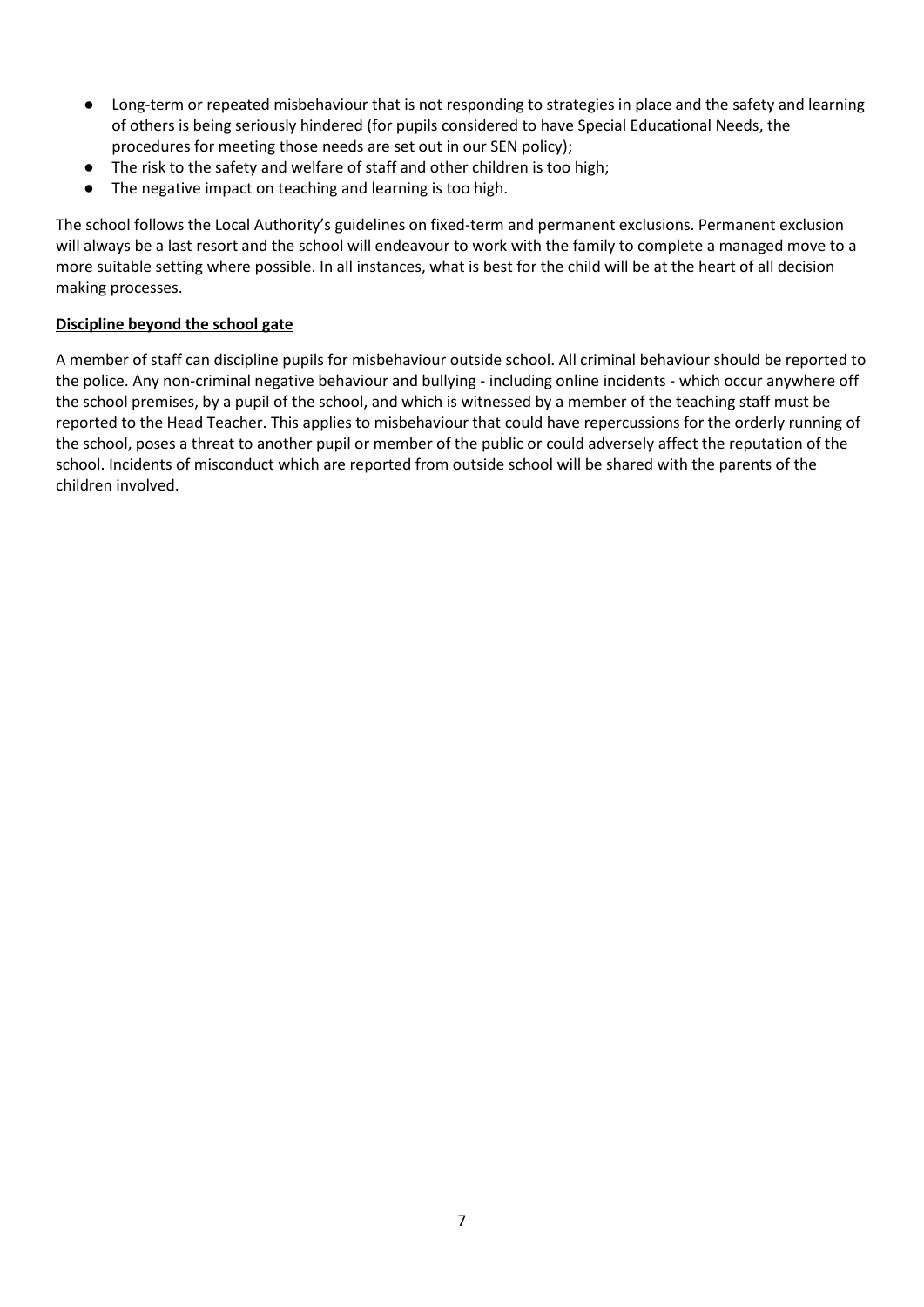- Long-term or repeated misbehaviour that is not responding to strategies in place and the safety and learning of others is being seriously hindered (for pupils considered to have Special Educational Needs, the procedures for meeting those needs are set out in our SEN policy);
- The risk to the safety and welfare of staff and other children is too high;
- The negative impact on teaching and learning is too high.

The school follows the Local Authority's guidelines on fixed-term and permanent exclusions. Permanent exclusion will always be a last resort and the school will endeavour to work with the family to complete a managed move to a more suitable setting where possible. In all instances, what is best for the child will be at the heart of all decision making processes.

**Discipline beyond the school gate**

A member of staff can discipline pupils for misbehaviour outside school. All criminal behaviour should be reported to the police. Any non-criminal negative behaviour and bullying - including online incidents - which occur anywhere off the school premises, by a pupil of the school, and which is witnessed by a member of the teaching staff must be reported to the Head Teacher. This applies to misbehaviour that could have repercussions for the orderly running of the school, poses a threat to another pupil or member of the public or could adversely affect the reputation of the school. Incidents of misconduct which are reported from outside school will be shared with the parents of the children involved.